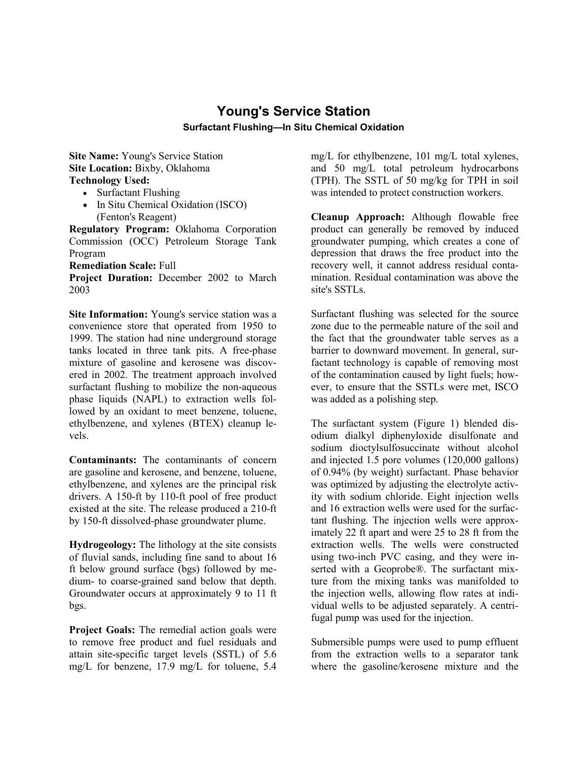# Young's Service Station

### Surfactant Flushing—In Situ Chemical Oxidation

**Site Name:** Young's Service Station
**Site Location:** Bixby, Oklahoma
**Technology Used:**

- Surfactant Flushing
- In Situ Chemical Oxidation (ISCO) (Fenton's Reagent)

**Regulatory Program:** Oklahoma Corporation Commission (OCC) Petroleum Storage Tank Program
**Remediation Scale:** Full
**Project Duration:** December 2002 to March 2003

**Site Information:** Young's service station was a convenience store that operated from 1950 to 1999. The station had nine underground storage tanks located in three tank pits. A free-phase mixture of gasoline and kerosene was discovered in 2002. The treatment approach involved surfactant flushing to mobilize the non-aqueous phase liquids (NAPL) to extraction wells followed by an oxidant to meet benzene, toluene, ethylbenzene, and xylenes (BTEX) cleanup levels.

**Contaminants:** The contaminants of concern are gasoline and kerosene, and benzene, toluene, ethylbenzene, and xylenes are the principal risk drivers. A 150-ft by 110-ft pool of free product existed at the site. The release produced a 210-ft by 150-ft dissolved-phase groundwater plume.

**Hydrogeology:** The lithology at the site consists of fluvial sands, including fine sand to about 16 ft below ground surface (bgs) followed by medium- to coarse-grained sand below that depth. Groundwater occurs at approximately 9 to 11 ft bgs.

**Project Goals:** The remedial action goals were to remove free product and fuel residuals and attain site-specific target levels (SSTL) of 5.6 mg/L for benzene, 17.9 mg/L for toluene, 5.4 mg/L for ethylbenzene, 101 mg/L total xylenes, and 50 mg/L total petroleum hydrocarbons (TPH). The SSTL of 50 mg/kg for TPH in soil was intended to protect construction workers.

**Cleanup Approach:** Although flowable free product can generally be removed by induced groundwater pumping, which creates a cone of depression that draws the free product into the recovery well, it cannot address residual contamination. Residual contamination was above the site's SSTLs.

Surfactant flushing was selected for the source zone due to the permeable nature of the soil and the fact that the groundwater table serves as a barrier to downward movement. In general, surfactant technology is capable of removing most of the contamination caused by light fuels; however, to ensure that the SSTLs were met, ISCO was added as a polishing step.

The surfactant system (Figure 1) blended disodium dialkyl diphenyloxide disulfonate and sodium dioctylsulfosuccinate without alcohol and injected 1.5 pore volumes (120,000 gallons) of 0.94% (by weight) surfactant. Phase behavior was optimized by adjusting the electrolyte activity with sodium chloride. Eight injection wells and 16 extraction wells were used for the surfactant flushing. The injection wells were approximately 22 ft apart and were 25 to 28 ft from the extraction wells. The wells were constructed using two-inch PVC casing, and they were inserted with a Geoprobe®. The surfactant mixture from the mixing tanks was manifolded to the injection wells, allowing flow rates at individual wells to be adjusted separately. A centrifugal pump was used for the injection.

Submersible pumps were used to pump effluent from the extraction wells to a separator tank where the gasoline/kerosene mixture and the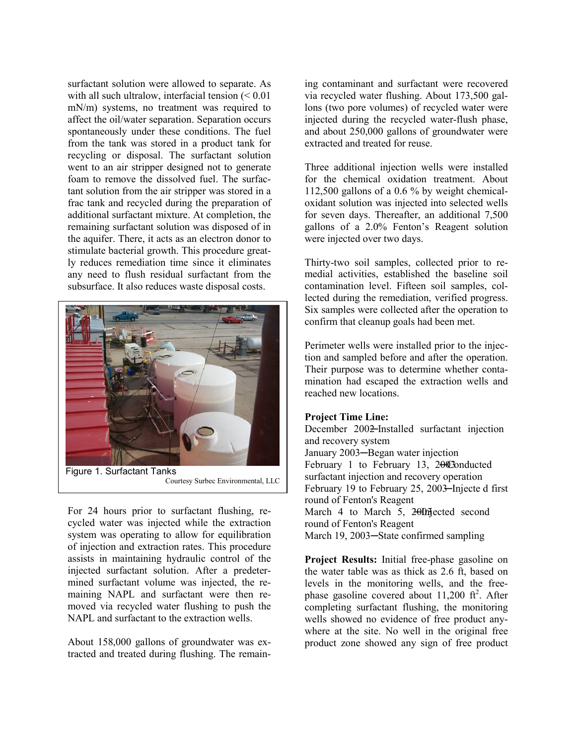surfactant solution were allowed to separate. As with all such ultralow, interfacial tension (< 0.01 mN/m) systems, no treatment was required to affect the oil/water separation. Separation occurs spontaneously under these conditions. The fuel from the tank was stored in a product tank for recycling or disposal. The surfactant solution went to an air stripper designed not to generate foam to remove the dissolved fuel. The surfactant solution from the air stripper was stored in a frac tank and recycled during the preparation of additional surfactant mixture. At completion, the remaining surfactant solution was disposed of in the aquifer. There, it acts as an electron donor to stimulate bacterial growth. This procedure greatly reduces remediation time since it eliminates any need to flush residual surfactant from the subsurface. It also reduces waste disposal costs.

Figure 1. Surfactant Tanks
Courtesy Surbec Environmental, LLC

For 24 hours prior to surfactant flushing, recycled water was injected while the extraction system was operating to allow for equilibration of injection and extraction rates. This procedure assists in maintaining hydraulic control of the injected surfactant solution. After a predetermined surfactant volume was injected, the remaining NAPL and surfactant were then removed via recycled water flushing to push the NAPL and surfactant to the extraction wells.

About 158,000 gallons of groundwater was extracted and treated during flushing. The remaining contaminant and surfactant were recovered via recycled water flushing. About 173,500 gallons (two pore volumes) of recycled water were injected during the recycled water-flush phase, and about 250,000 gallons of groundwater were extracted and treated for reuse.

Three additional injection wells were installed for the chemical oxidation treatment. About 112,500 gallons of a 0.6 % by weight chemical-oxidant solution was injected into selected wells for seven days. Thereafter, an additional 7,500 gallons of a 2.0% Fenton's Reagent solution were injected over two days.

Thirty-two soil samples, collected prior to remedial activities, established the baseline soil contamination level. Fifteen soil samples, collected during the remediation, verified progress. Six samples were collected after the operation to confirm that cleanup goals had been met.

Perimeter wells were installed prior to the injection and sampled before and after the operation. Their purpose was to determine whether contamination had escaped the extraction wells and reached new locations.

**Project Time Line:**
December 2002─Installed surfactant injection and recovery system
January 2003─Began water injection
February 1 to February 13, 2003─Conducted surfactant injection and recovery operation
February 19 to February 25, 2003─Injected first round of Fenton's Reagent
March 4 to March 5, 2003─Injected second round of Fenton's Reagent
March 19, 2003─State confirmed sampling

**Project Results:** Initial free-phase gasoline on the water table was as thick as 2.6 ft, based on levels in the monitoring wells, and the free-phase gasoline covered about 11,200 ft$^2$. After completing surfactant flushing, the monitoring wells showed no evidence of free product anywhere at the site. No well in the original free product zone showed any sign of free product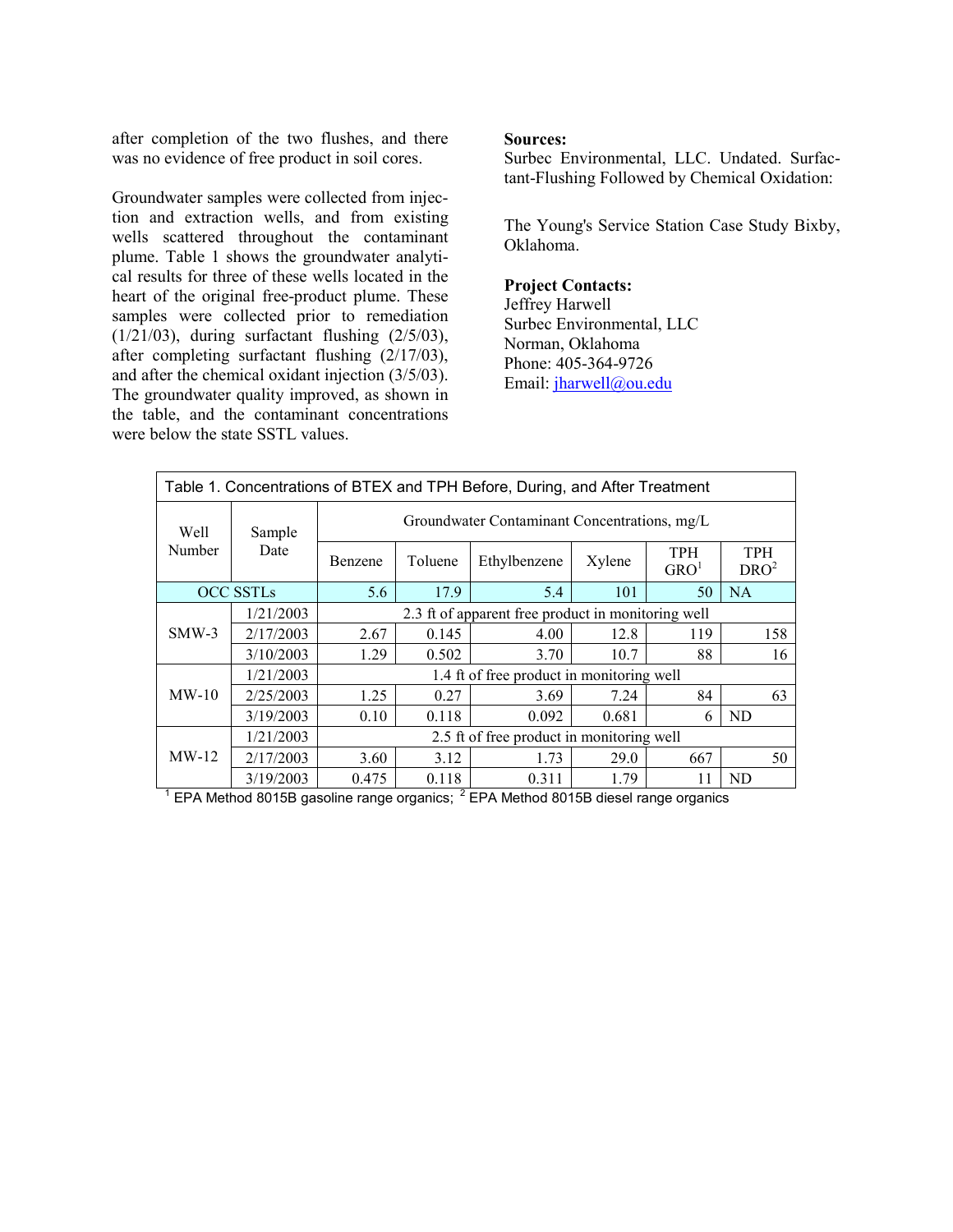after completion of the two flushes, and there was no evidence of free product in soil cores.

Groundwater samples were collected from injection and extraction wells, and from existing wells scattered throughout the contaminant plume. Table 1 shows the groundwater analytical results for three of these wells located in the heart of the original free-product plume. These samples were collected prior to remediation (1/21/03), during surfactant flushing (2/5/03), after completing surfactant flushing (2/17/03), and after the chemical oxidant injection (3/5/03). The groundwater quality improved, as shown in the table, and the contaminant concentrations were below the state SSTL values.

**Sources:**
Surbec Environmental, LLC. Undated. Surfactant-Flushing Followed by Chemical Oxidation:

The Young's Service Station Case Study Bixby, Oklahoma.

**Project Contacts:**
Jeffrey Harwell
Surbec Environmental, LLC
Norman, Oklahoma
Phone: 405-364-9726
Email: jharwell@ou.edu

Table 1. Concentrations of BTEX and TPH Before, During, and After Treatment

| Well Number | Sample Date | Groundwater Contaminant Concentrations, mg/L | | | | | |
|---|---|---|---|---|---|---|---|
| | | Benzene | Toluene | Ethylbenzene | Xylene | TPH GRO[1] | TPH DRO[2] |
| OCC SSTLs | | 5.6 | 17.9 | 5.4 | 101 | 50 | NA |
| SMW-3 | 1/21/2003 | 2.3 ft of apparent free product in monitoring well | | | | | |
| | 2/17/2003 | 2.67 | 0.145 | 4.00 | 12.8 | 119 | 158 |
| | 3/10/2003 | 1.29 | 0.502 | 3.70 | 10.7 | 88 | 16 |
| MW-10 | 1/21/2003 | 1.4 ft of free product in monitoring well | | | | | |
| | 2/25/2003 | 1.25 | 0.27 | 3.69 | 7.24 | 84 | 63 |
| | 3/19/2003 | 0.10 | 0.118 | 0.092 | 0.681 | 6 | ND |
| MW-12 | 1/21/2003 | 2.5 ft of free product in monitoring well | | | | | |
| | 2/17/2003 | 3.60 | 3.12 | 1.73 | 29.0 | 667 | 50 |
| | 3/19/2003 | 0.475 | 0.118 | 0.311 | 1.79 | 11 | ND |

[1] EPA Method 8015B gasoline range organics; [2] EPA Method 8015B diesel range organics